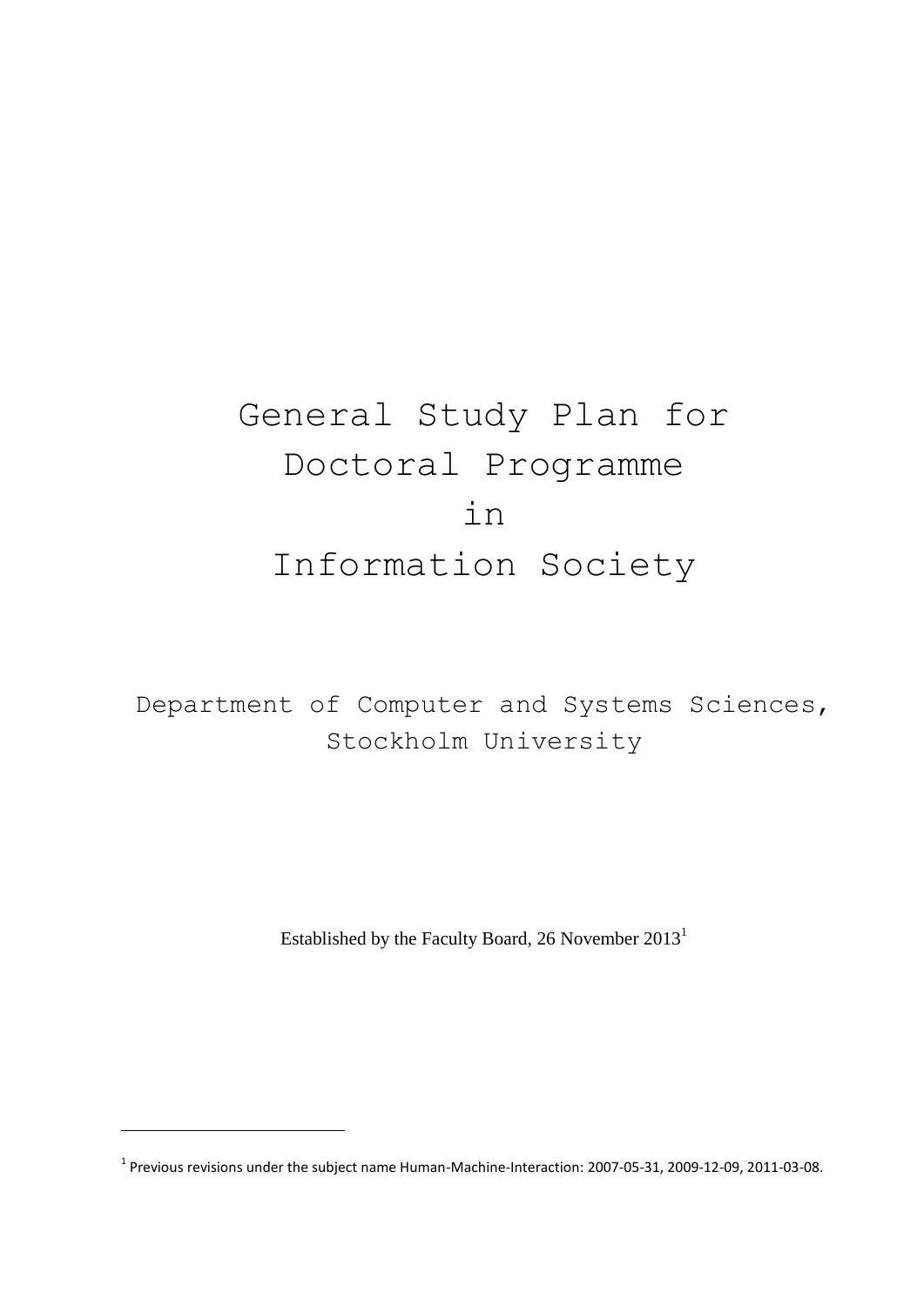# General Study Plan for Doctoral Programme in Information Society

Department of Computer and Systems Sciences, Stockholm University

Established by the Faculty Board, 26 November 2013[1]

---

[1] Previous revisions under the subject name Human-Machine-Interaction: 2007-05-31, 2009-12-09, 2011-03-08.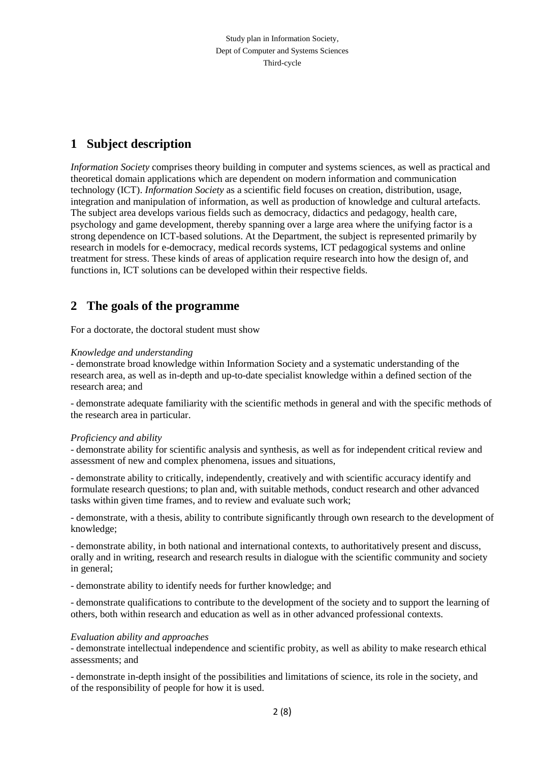# 1 Subject description

*Information Society* comprises theory building in computer and systems sciences, as well as practical and theoretical domain applications which are dependent on modern information and communication technology (ICT). *Information Society* as a scientific field focuses on creation, distribution, usage, integration and manipulation of information, as well as production of knowledge and cultural artefacts. The subject area develops various fields such as democracy, didactics and pedagogy, health care, psychology and game development, thereby spanning over a large area where the unifying factor is a strong dependence on ICT-based solutions. At the Department, the subject is represented primarily by research in models for e-democracy, medical records systems, ICT pedagogical systems and online treatment for stress. These kinds of areas of application require research into how the design of, and functions in, ICT solutions can be developed within their respective fields.

# 2 The goals of the programme

For a doctorate, the doctoral student must show

*Knowledge and understanding*

- demonstrate broad knowledge within Information Society and a systematic understanding of the research area, as well as in-depth and up-to-date specialist knowledge within a defined section of the research area; and

- demonstrate adequate familiarity with the scientific methods in general and with the specific methods of the research area in particular.

*Proficiency and ability*

- demonstrate ability for scientific analysis and synthesis, as well as for independent critical review and assessment of new and complex phenomena, issues and situations,

- demonstrate ability to critically, independently, creatively and with scientific accuracy identify and formulate research questions; to plan and, with suitable methods, conduct research and other advanced tasks within given time frames, and to review and evaluate such work;

- demonstrate, with a thesis, ability to contribute significantly through own research to the development of knowledge;

- demonstrate ability, in both national and international contexts, to authoritatively present and discuss, orally and in writing, research and research results in dialogue with the scientific community and society in general;

- demonstrate ability to identify needs for further knowledge; and

- demonstrate qualifications to contribute to the development of the society and to support the learning of others, both within research and education as well as in other advanced professional contexts.

*Evaluation ability and approaches*

- demonstrate intellectual independence and scientific probity, as well as ability to make research ethical assessments; and

- demonstrate in-depth insight of the possibilities and limitations of science, its role in the society, and of the responsibility of people for how it is used.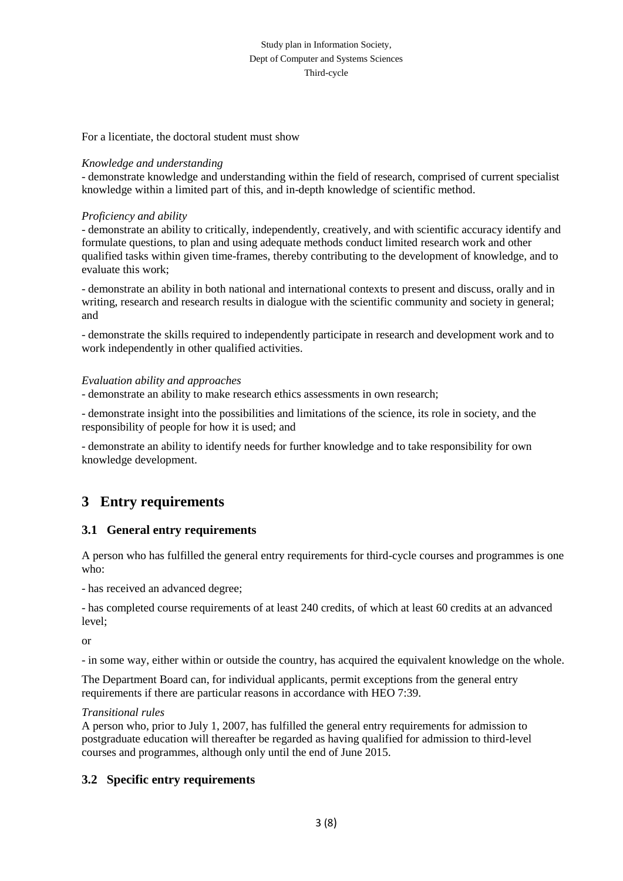For a licentiate, the doctoral student must show

*Knowledge and understanding*
- demonstrate knowledge and understanding within the field of research, comprised of current specialist knowledge within a limited part of this, and in-depth knowledge of scientific method.

*Proficiency and ability*
- demonstrate an ability to critically, independently, creatively, and with scientific accuracy identify and formulate questions, to plan and using adequate methods conduct limited research work and other qualified tasks within given time-frames, thereby contributing to the development of knowledge, and to evaluate this work;

- demonstrate an ability in both national and international contexts to present and discuss, orally and in writing, research and research results in dialogue with the scientific community and society in general; and

- demonstrate the skills required to independently participate in research and development work and to work independently in other qualified activities.

*Evaluation ability and approaches*
- demonstrate an ability to make research ethics assessments in own research;

- demonstrate insight into the possibilities and limitations of the science, its role in society, and the responsibility of people for how it is used; and

- demonstrate an ability to identify needs for further knowledge and to take responsibility for own knowledge development.

# 3 Entry requirements

## 3.1 General entry requirements

A person who has fulfilled the general entry requirements for third-cycle courses and programmes is one who:

- has received an advanced degree;

- has completed course requirements of at least 240 credits, of which at least 60 credits at an advanced level;

or

- in some way, either within or outside the country, has acquired the equivalent knowledge on the whole.

The Department Board can, for individual applicants, permit exceptions from the general entry requirements if there are particular reasons in accordance with HEO 7:39.

*Transitional rules*
A person who, prior to July 1, 2007, has fulfilled the general entry requirements for admission to postgraduate education will thereafter be regarded as having qualified for admission to third-level courses and programmes, although only until the end of June 2015.

## 3.2 Specific entry requirements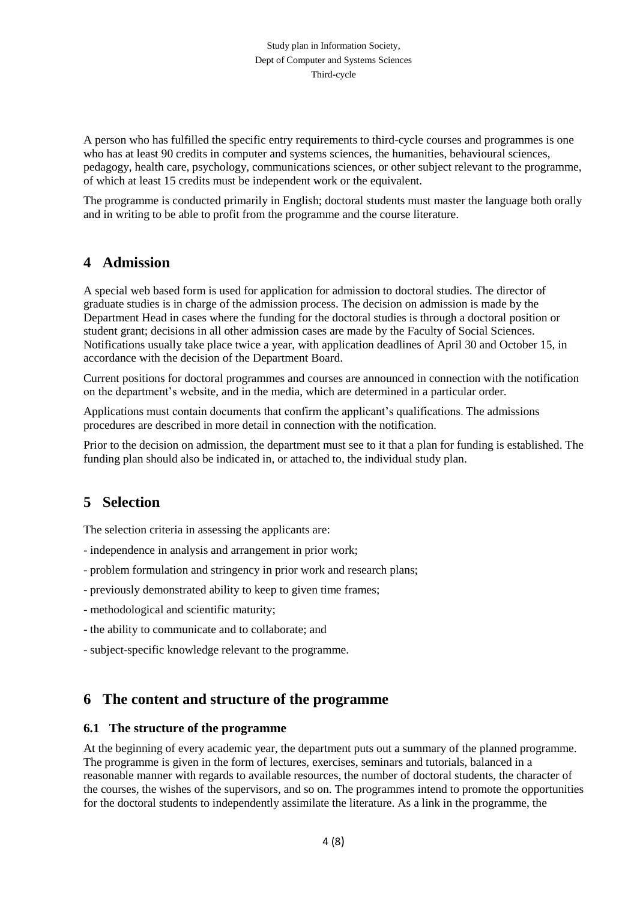A person who has fulfilled the specific entry requirements to third-cycle courses and programmes is one who has at least 90 credits in computer and systems sciences, the humanities, behavioural sciences, pedagogy, health care, psychology, communications sciences, or other subject relevant to the programme, of which at least 15 credits must be independent work or the equivalent.

The programme is conducted primarily in English; doctoral students must master the language both orally and in writing to be able to profit from the programme and the course literature.

# 4 Admission

A special web based form is used for application for admission to doctoral studies. The director of graduate studies is in charge of the admission process. The decision on admission is made by the Department Head in cases where the funding for the doctoral studies is through a doctoral position or student grant; decisions in all other admission cases are made by the Faculty of Social Sciences. Notifications usually take place twice a year, with application deadlines of April 30 and October 15, in accordance with the decision of the Department Board.

Current positions for doctoral programmes and courses are announced in connection with the notification on the department's website, and in the media, which are determined in a particular order.

Applications must contain documents that confirm the applicant's qualifications. The admissions procedures are described in more detail in connection with the notification.

Prior to the decision on admission, the department must see to it that a plan for funding is established. The funding plan should also be indicated in, or attached to, the individual study plan.

# 5 Selection

The selection criteria in assessing the applicants are:

- independence in analysis and arrangement in prior work;
- problem formulation and stringency in prior work and research plans;
- previously demonstrated ability to keep to given time frames;
- methodological and scientific maturity;
- the ability to communicate and to collaborate; and
- subject-specific knowledge relevant to the programme.

# 6 The content and structure of the programme

## 6.1 The structure of the programme

At the beginning of every academic year, the department puts out a summary of the planned programme. The programme is given in the form of lectures, exercises, seminars and tutorials, balanced in a reasonable manner with regards to available resources, the number of doctoral students, the character of the courses, the wishes of the supervisors, and so on. The programmes intend to promote the opportunities for the doctoral students to independently assimilate the literature. As a link in the programme, the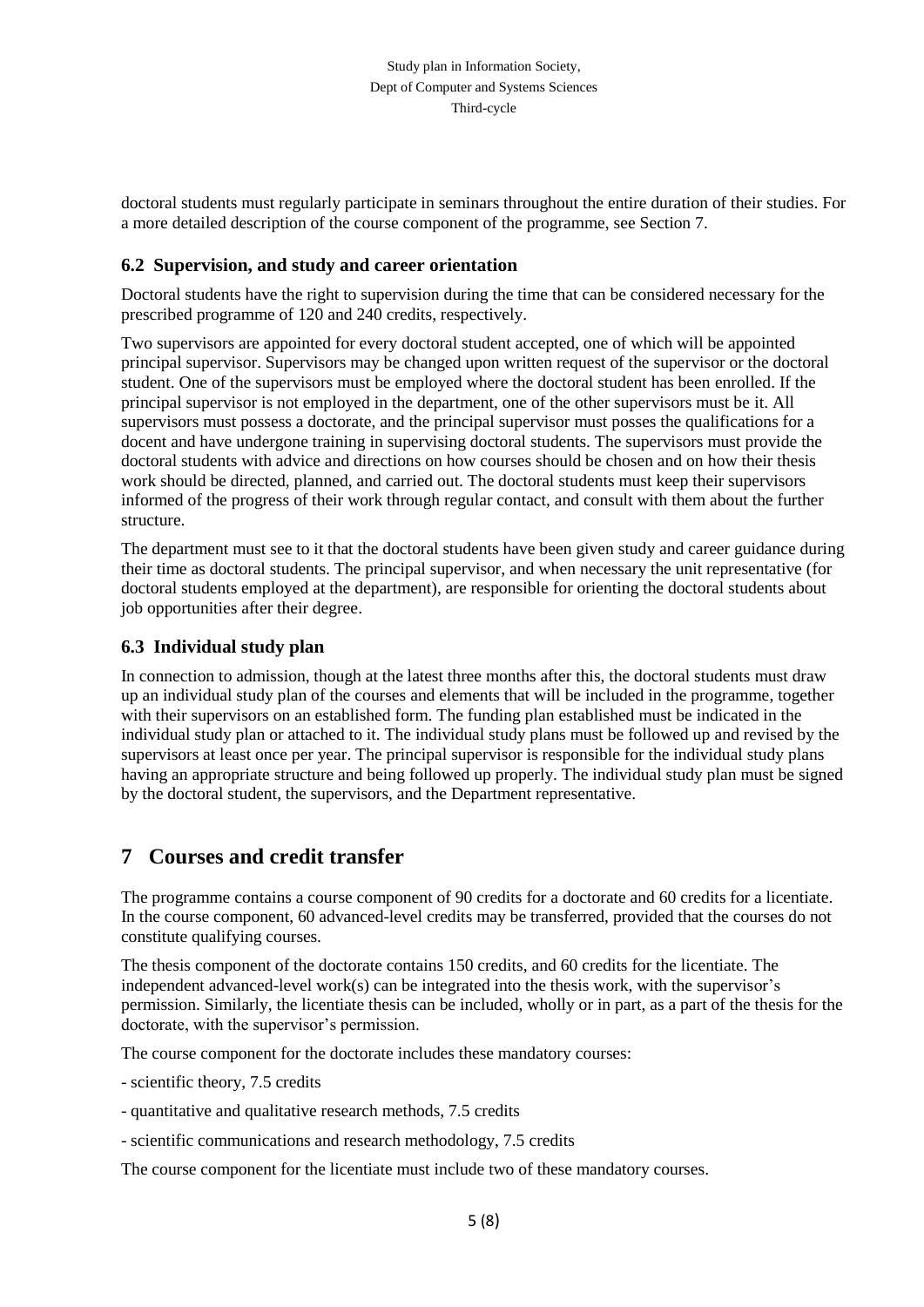doctoral students must regularly participate in seminars throughout the entire duration of their studies. For a more detailed description of the course component of the programme, see Section 7.

### 6.2 Supervision, and study and career orientation

Doctoral students have the right to supervision during the time that can be considered necessary for the prescribed programme of 120 and 240 credits, respectively.

Two supervisors are appointed for every doctoral student accepted, one of which will be appointed principal supervisor. Supervisors may be changed upon written request of the supervisor or the doctoral student. One of the supervisors must be employed where the doctoral student has been enrolled. If the principal supervisor is not employed in the department, one of the other supervisors must be it. All supervisors must possess a doctorate, and the principal supervisor must posses the qualifications for a docent and have undergone training in supervising doctoral students. The supervisors must provide the doctoral students with advice and directions on how courses should be chosen and on how their thesis work should be directed, planned, and carried out. The doctoral students must keep their supervisors informed of the progress of their work through regular contact, and consult with them about the further structure.

The department must see to it that the doctoral students have been given study and career guidance during their time as doctoral students. The principal supervisor, and when necessary the unit representative (for doctoral students employed at the department), are responsible for orienting the doctoral students about job opportunities after their degree.

### 6.3 Individual study plan

In connection to admission, though at the latest three months after this, the doctoral students must draw up an individual study plan of the courses and elements that will be included in the programme, together with their supervisors on an established form. The funding plan established must be indicated in the individual study plan or attached to it. The individual study plans must be followed up and revised by the supervisors at least once per year. The principal supervisor is responsible for the individual study plans having an appropriate structure and being followed up properly. The individual study plan must be signed by the doctoral student, the supervisors, and the Department representative.

## 7 Courses and credit transfer

The programme contains a course component of 90 credits for a doctorate and 60 credits for a licentiate. In the course component, 60 advanced-level credits may be transferred, provided that the courses do not constitute qualifying courses.

The thesis component of the doctorate contains 150 credits, and 60 credits for the licentiate. The independent advanced-level work(s) can be integrated into the thesis work, with the supervisor's permission. Similarly, the licentiate thesis can be included, wholly or in part, as a part of the thesis for the doctorate, with the supervisor's permission.

The course component for the doctorate includes these mandatory courses:

- scientific theory, 7.5 credits

- quantitative and qualitative research methods, 7.5 credits

- scientific communications and research methodology, 7.5 credits

The course component for the licentiate must include two of these mandatory courses.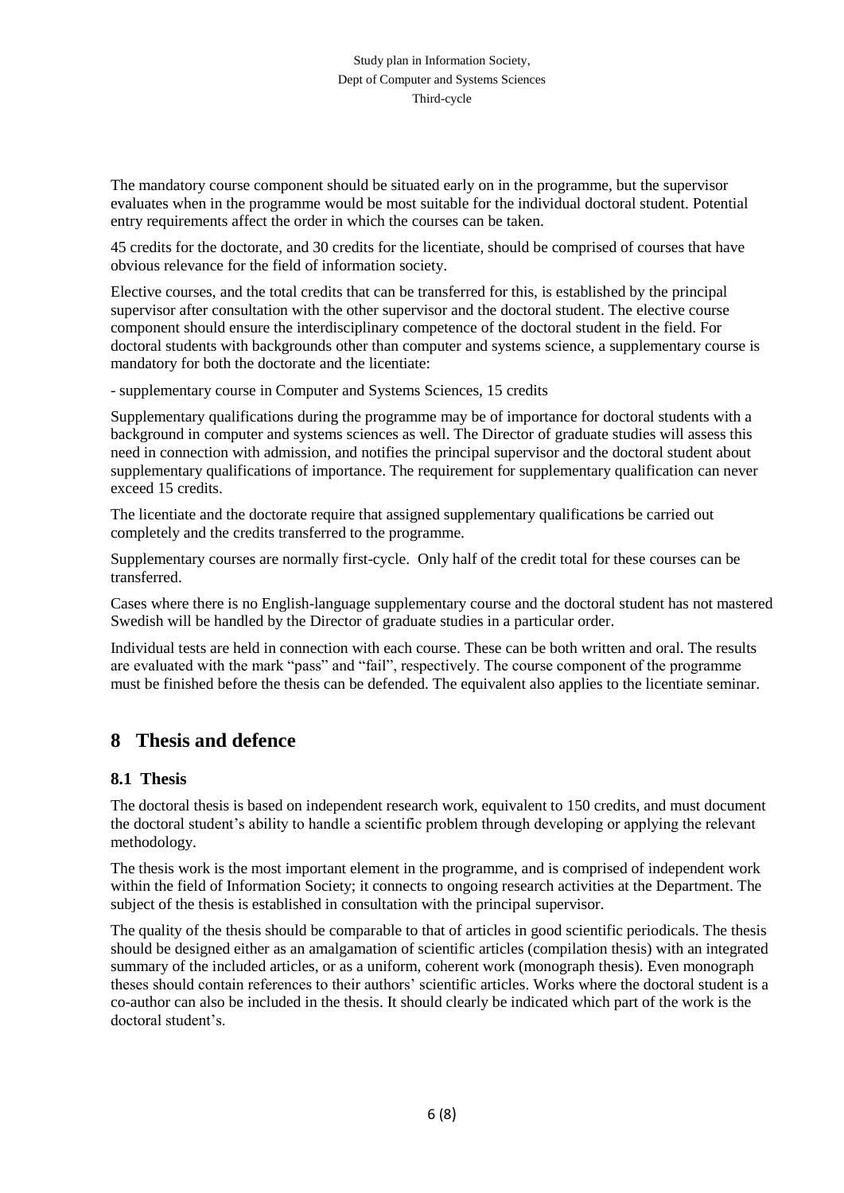The mandatory course component should be situated early on in the programme, but the supervisor evaluates when in the programme would be most suitable for the individual doctoral student. Potential entry requirements affect the order in which the courses can be taken.

45 credits for the doctorate, and 30 credits for the licentiate, should be comprised of courses that have obvious relevance for the field of information society.

Elective courses, and the total credits that can be transferred for this, is established by the principal supervisor after consultation with the other supervisor and the doctoral student. The elective course component should ensure the interdisciplinary competence of the doctoral student in the field. For doctoral students with backgrounds other than computer and systems science, a supplementary course is mandatory for both the doctorate and the licentiate:

- supplementary course in Computer and Systems Sciences, 15 credits

Supplementary qualifications during the programme may be of importance for doctoral students with a background in computer and systems sciences as well. The Director of graduate studies will assess this need in connection with admission, and notifies the principal supervisor and the doctoral student about supplementary qualifications of importance. The requirement for supplementary qualification can never exceed 15 credits.

The licentiate and the doctorate require that assigned supplementary qualifications be carried out completely and the credits transferred to the programme.

Supplementary courses are normally first-cycle. Only half of the credit total for these courses can be transferred.

Cases where there is no English-language supplementary course and the doctoral student has not mastered Swedish will be handled by the Director of graduate studies in a particular order.

Individual tests are held in connection with each course. These can be both written and oral. The results are evaluated with the mark "pass" and "fail", respectively. The course component of the programme must be finished before the thesis can be defended. The equivalent also applies to the licentiate seminar.

# 8 Thesis and defence

## 8.1 Thesis

The doctoral thesis is based on independent research work, equivalent to 150 credits, and must document the doctoral student's ability to handle a scientific problem through developing or applying the relevant methodology.

The thesis work is the most important element in the programme, and is comprised of independent work within the field of Information Society; it connects to ongoing research activities at the Department. The subject of the thesis is established in consultation with the principal supervisor.

The quality of the thesis should be comparable to that of articles in good scientific periodicals. The thesis should be designed either as an amalgamation of scientific articles (compilation thesis) with an integrated summary of the included articles, or as a uniform, coherent work (monograph thesis). Even monograph theses should contain references to their authors' scientific articles. Works where the doctoral student is a co-author can also be included in the thesis. It should clearly be indicated which part of the work is the doctoral student's.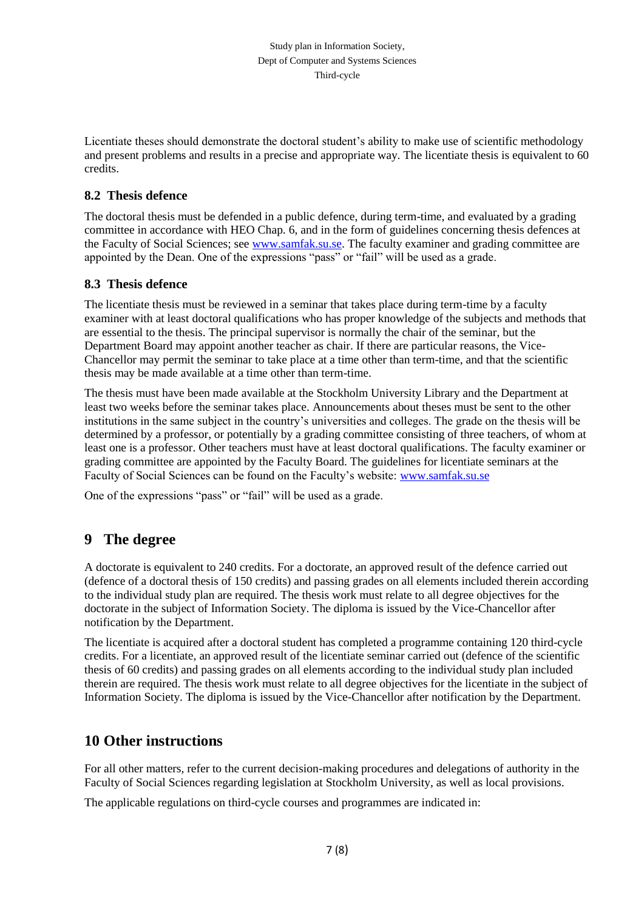Licentiate theses should demonstrate the doctoral student’s ability to make use of scientific methodology and present problems and results in a precise and appropriate way. The licentiate thesis is equivalent to 60 credits.

### 8.2 Thesis defence

The doctoral thesis must be defended in a public defence, during term-time, and evaluated by a grading committee in accordance with HEO Chap. 6, and in the form of guidelines concerning thesis defences at the Faculty of Social Sciences; see [www.samfak.su.se](http://www.samfak.su.se). The faculty examiner and grading committee are appointed by the Dean. One of the expressions “pass” or “fail” will be used as a grade.

### 8.3 Thesis defence

The licentiate thesis must be reviewed in a seminar that takes place during term-time by a faculty examiner with at least doctoral qualifications who has proper knowledge of the subjects and methods that are essential to the thesis. The principal supervisor is normally the chair of the seminar, but the Department Board may appoint another teacher as chair. If there are particular reasons, the Vice-Chancellor may permit the seminar to take place at a time other than term-time, and that the scientific thesis may be made available at a time other than term-time.

The thesis must have been made available at the Stockholm University Library and the Department at least two weeks before the seminar takes place. Announcements about theses must be sent to the other institutions in the same subject in the country’s universities and colleges. The grade on the thesis will be determined by a professor, or potentially by a grading committee consisting of three teachers, of whom at least one is a professor. Other teachers must have at least doctoral qualifications. The faculty examiner or grading committee are appointed by the Faculty Board. The guidelines for licentiate seminars at the Faculty of Social Sciences can be found on the Faculty’s website: [www.samfak.su.se](http://www.samfak.su.se)

One of the expressions “pass” or “fail” will be used as a grade.

## 9 The degree

A doctorate is equivalent to 240 credits. For a doctorate, an approved result of the defence carried out (defence of a doctoral thesis of 150 credits) and passing grades on all elements included therein according to the individual study plan are required. The thesis work must relate to all degree objectives for the doctorate in the subject of Information Society. The diploma is issued by the Vice-Chancellor after notification by the Department.

The licentiate is acquired after a doctoral student has completed a programme containing 120 third-cycle credits. For a licentiate, an approved result of the licentiate seminar carried out (defence of the scientific thesis of 60 credits) and passing grades on all elements according to the individual study plan included therein are required. The thesis work must relate to all degree objectives for the licentiate in the subject of Information Society. The diploma is issued by the Vice-Chancellor after notification by the Department.

## 10 Other instructions

For all other matters, refer to the current decision-making procedures and delegations of authority in the Faculty of Social Sciences regarding legislation at Stockholm University, as well as local provisions.

The applicable regulations on third-cycle courses and programmes are indicated in: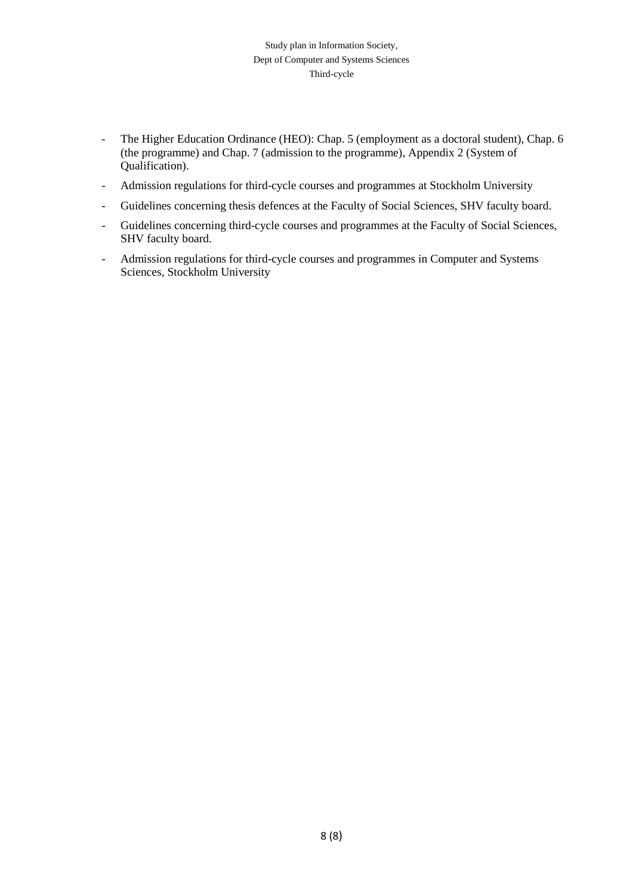- The Higher Education Ordinance (HEO): Chap. 5 (employment as a doctoral student), Chap. 6 (the programme) and Chap. 7 (admission to the programme), Appendix 2 (System of Qualification).
- Admission regulations for third-cycle courses and programmes at Stockholm University
- Guidelines concerning thesis defences at the Faculty of Social Sciences, SHV faculty board.
- Guidelines concerning third-cycle courses and programmes at the Faculty of Social Sciences, SHV faculty board.
- Admission regulations for third-cycle courses and programmes in Computer and Systems Sciences, Stockholm University